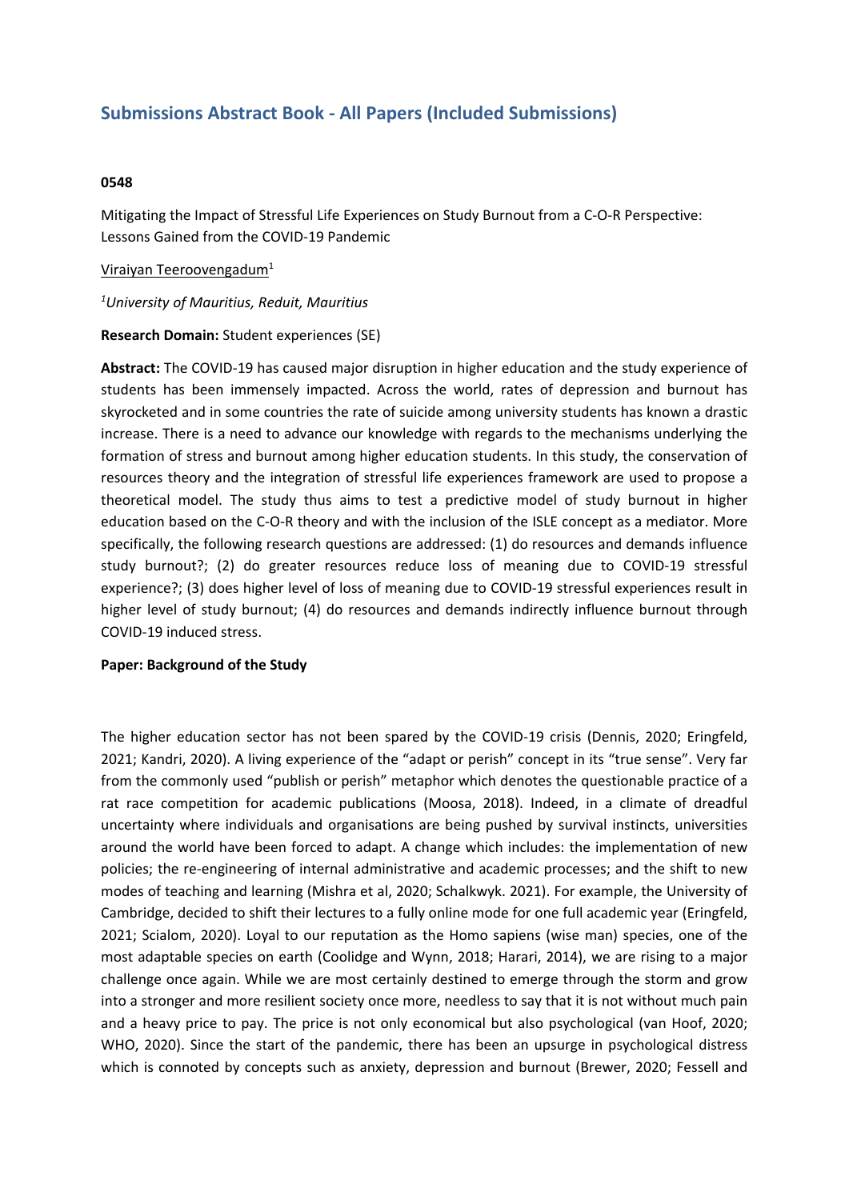# Submissions Abstract Book - All Papers (Included Submissions)

**0548**

Mitigating the Impact of Stressful Life Experiences on Study Burnout from a C-O-R Perspective: Lessons Gained from the COVID-19 Pandemic

Viraiyan Teeroovengadum[1]

*[1]University of Mauritius, Reduit, Mauritius*

**Research Domain:** Student experiences (SE)

**Abstract:** The COVID-19 has caused major disruption in higher education and the study experience of students has been immensely impacted. Across the world, rates of depression and burnout has skyrocketed and in some countries the rate of suicide among university students has known a drastic increase. There is a need to advance our knowledge with regards to the mechanisms underlying the formation of stress and burnout among higher education students. In this study, the conservation of resources theory and the integration of stressful life experiences framework are used to propose a theoretical model. The study thus aims to test a predictive model of study burnout in higher education based on the C-O-R theory and with the inclusion of the ISLE concept as a mediator. More specifically, the following research questions are addressed: (1) do resources and demands influence study burnout?; (2) do greater resources reduce loss of meaning due to COVID-19 stressful experience?; (3) does higher level of loss of meaning due to COVID-19 stressful experiences result in higher level of study burnout; (4) do resources and demands indirectly influence burnout through COVID-19 induced stress.

**Paper: Background of the Study**

The higher education sector has not been spared by the COVID-19 crisis (Dennis, 2020; Eringfeld, 2021; Kandri, 2020). A living experience of the "adapt or perish" concept in its "true sense". Very far from the commonly used "publish or perish" metaphor which denotes the questionable practice of a rat race competition for academic publications (Moosa, 2018). Indeed, in a climate of dreadful uncertainty where individuals and organisations are being pushed by survival instincts, universities around the world have been forced to adapt. A change which includes: the implementation of new policies; the re-engineering of internal administrative and academic processes; and the shift to new modes of teaching and learning (Mishra et al, 2020; Schalkwyk. 2021). For example, the University of Cambridge, decided to shift their lectures to a fully online mode for one full academic year (Eringfeld, 2021; Scialom, 2020). Loyal to our reputation as the Homo sapiens (wise man) species, one of the most adaptable species on earth (Coolidge and Wynn, 2018; Harari, 2014), we are rising to a major challenge once again. While we are most certainly destined to emerge through the storm and grow into a stronger and more resilient society once more, needless to say that it is not without much pain and a heavy price to pay. The price is not only economical but also psychological (van Hoof, 2020; WHO, 2020). Since the start of the pandemic, there has been an upsurge in psychological distress which is connoted by concepts such as anxiety, depression and burnout (Brewer, 2020; Fessell and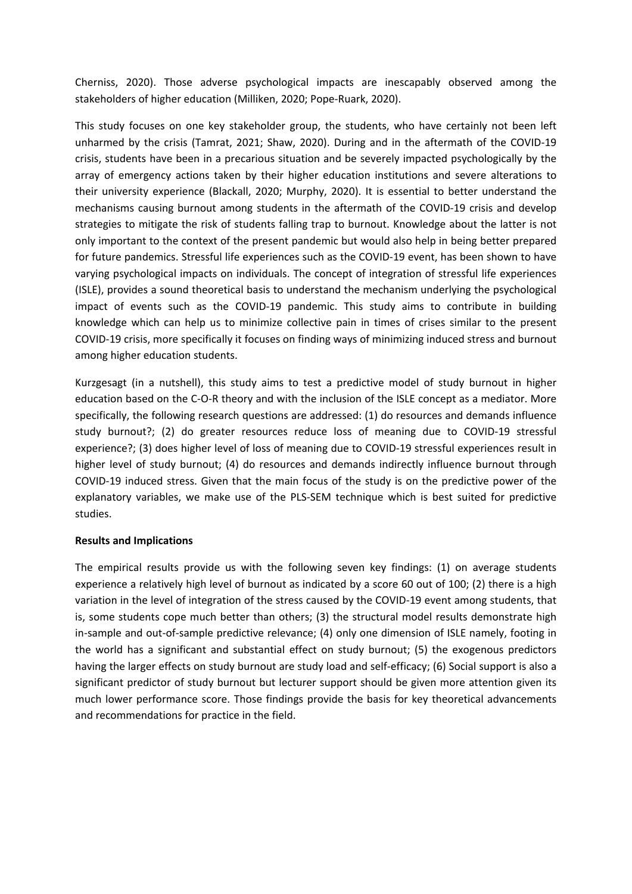Cherniss, 2020). Those adverse psychological impacts are inescapably observed among the stakeholders of higher education (Milliken, 2020; Pope-Ruark, 2020).

This study focuses on one key stakeholder group, the students, who have certainly not been left unharmed by the crisis (Tamrat, 2021; Shaw, 2020). During and in the aftermath of the COVID-19 crisis, students have been in a precarious situation and be severely impacted psychologically by the array of emergency actions taken by their higher education institutions and severe alterations to their university experience (Blackall, 2020; Murphy, 2020). It is essential to better understand the mechanisms causing burnout among students in the aftermath of the COVID-19 crisis and develop strategies to mitigate the risk of students falling trap to burnout. Knowledge about the latter is not only important to the context of the present pandemic but would also help in being better prepared for future pandemics. Stressful life experiences such as the COVID-19 event, has been shown to have varying psychological impacts on individuals. The concept of integration of stressful life experiences (ISLE), provides a sound theoretical basis to understand the mechanism underlying the psychological impact of events such as the COVID-19 pandemic. This study aims to contribute in building knowledge which can help us to minimize collective pain in times of crises similar to the present COVID-19 crisis, more specifically it focuses on finding ways of minimizing induced stress and burnout among higher education students.

Kurzgesagt (in a nutshell), this study aims to test a predictive model of study burnout in higher education based on the C-O-R theory and with the inclusion of the ISLE concept as a mediator. More specifically, the following research questions are addressed: (1) do resources and demands influence study burnout?; (2) do greater resources reduce loss of meaning due to COVID-19 stressful experience?; (3) does higher level of loss of meaning due to COVID-19 stressful experiences result in higher level of study burnout; (4) do resources and demands indirectly influence burnout through COVID-19 induced stress. Given that the main focus of the study is on the predictive power of the explanatory variables, we make use of the PLS-SEM technique which is best suited for predictive studies.

**Results and Implications**

The empirical results provide us with the following seven key findings: (1) on average students experience a relatively high level of burnout as indicated by a score 60 out of 100; (2) there is a high variation in the level of integration of the stress caused by the COVID-19 event among students, that is, some students cope much better than others; (3) the structural model results demonstrate high in-sample and out-of-sample predictive relevance; (4) only one dimension of ISLE namely, footing in the world has a significant and substantial effect on study burnout; (5) the exogenous predictors having the larger effects on study burnout are study load and self-efficacy; (6) Social support is also a significant predictor of study burnout but lecturer support should be given more attention given its much lower performance score. Those findings provide the basis for key theoretical advancements and recommendations for practice in the field.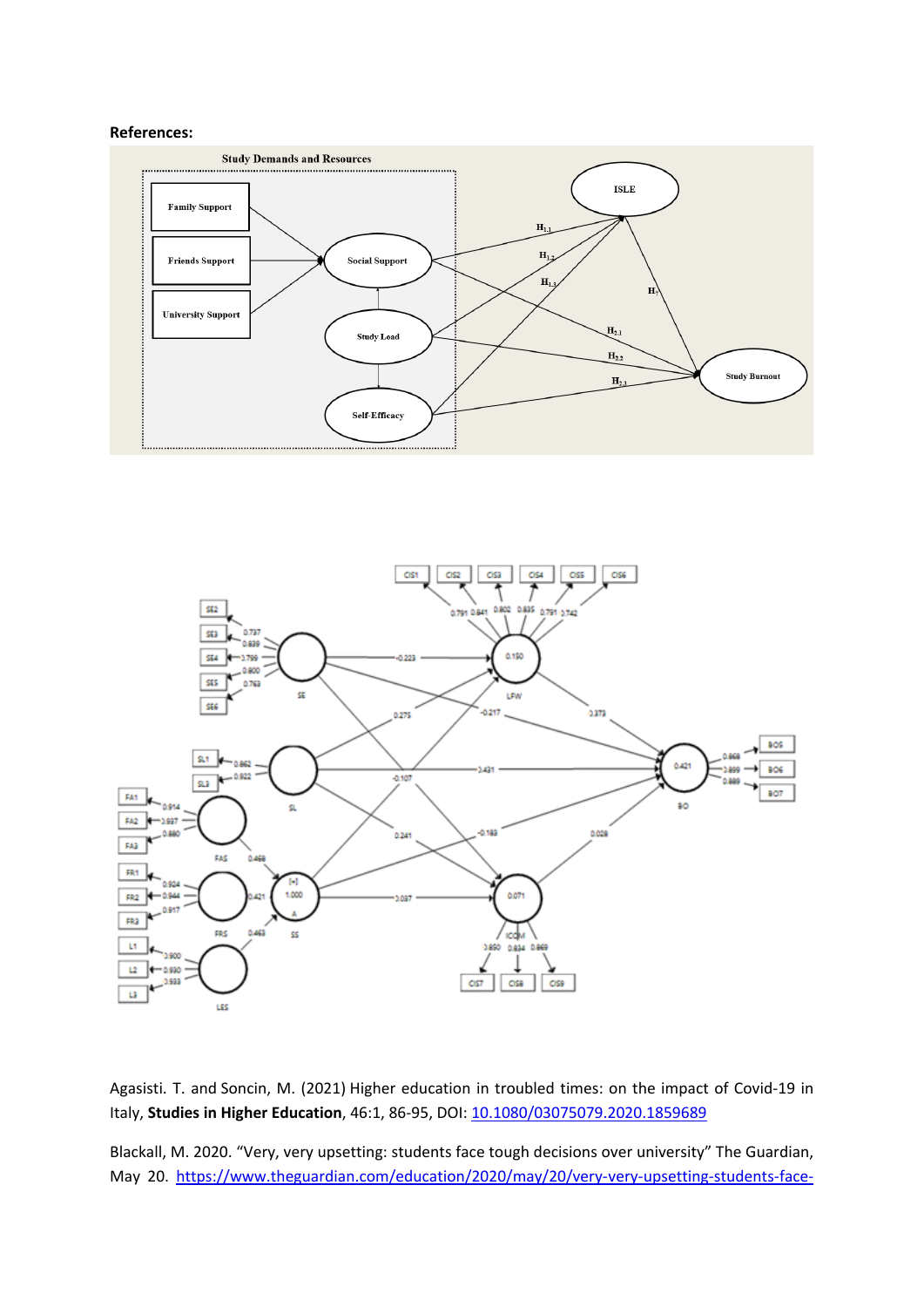**References:**

Agasisti. T. and Soncin, M. (2021) Higher education in troubled times: on the impact of Covid-19 in Italy, **Studies in Higher Education**, 46:1, 86-95, DOI: [10.1080/03075079.2020.1859689](https://doi.org/10.1080/03075079.2020.1859689)

Blackall, M. 2020. “Very, very upsetting: students face tough decisions over university” The Guardian, May 20. https://www.theguardian.com/education/2020/may/20/very-very-upsetting-students-face-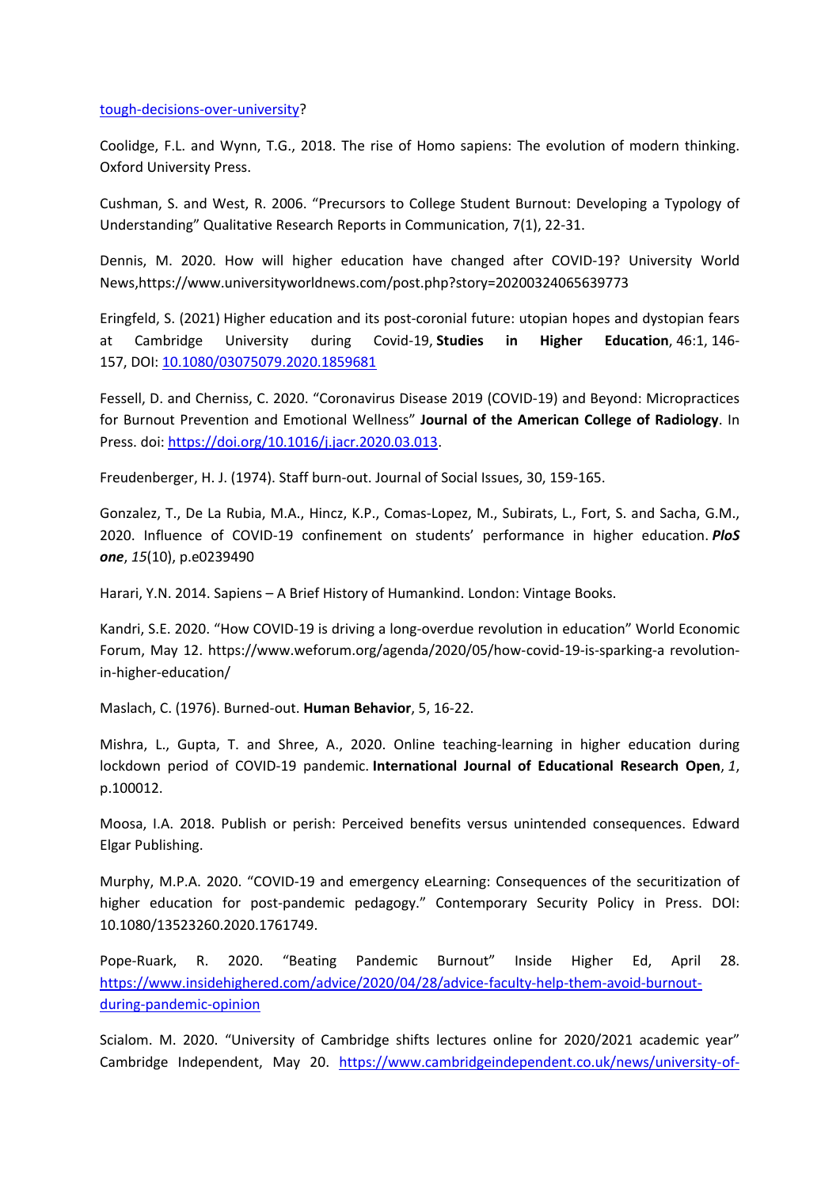tough-decisions-over-university?

Coolidge, F.L. and Wynn, T.G., 2018. The rise of Homo sapiens: The evolution of modern thinking. Oxford University Press.

Cushman, S. and West, R. 2006. “Precursors to College Student Burnout: Developing a Typology of Understanding” Qualitative Research Reports in Communication, 7(1), 22-31.

Dennis, M. 2020. How will higher education have changed after COVID-19? University World News,https://www.universityworldnews.com/post.php?story=20200324065639773

Eringfeld, S. (2021) Higher education and its post-coronial future: utopian hopes and dystopian fears at Cambridge University during Covid-19, **Studies in Higher Education**, 46:1, 146-157, DOI: 10.1080/03075079.2020.1859681

Fessell, D. and Cherniss, C. 2020. “Coronavirus Disease 2019 (COVID-19) and Beyond: Micropractices for Burnout Prevention and Emotional Wellness” **Journal of the American College of Radiology**. In Press. doi: https://doi.org/10.1016/j.jacr.2020.03.013.

Freudenberger, H. J. (1974). Staff burn-out. Journal of Social Issues, 30, 159-165.

Gonzalez, T., De La Rubia, M.A., Hincz, K.P., Comas-Lopez, M., Subirats, L., Fort, S. and Sacha, G.M., 2020. Influence of COVID-19 confinement on students’ performance in higher education. ***PloS one***, *15*(10), p.e0239490

Harari, Y.N. 2014. Sapiens – A Brief History of Humankind. London: Vintage Books.

Kandri, S.E. 2020. “How COVID-19 is driving a long-overdue revolution in education” World Economic Forum, May 12. https://www.weforum.org/agenda/2020/05/how-covid-19-is-sparking-a revolution-in-higher-education/

Maslach, C. (1976). Burned-out. **Human Behavior**, 5, 16-22.

Mishra, L., Gupta, T. and Shree, A., 2020. Online teaching-learning in higher education during lockdown period of COVID-19 pandemic. **International Journal of Educational Research Open**, *1*, p.100012.

Moosa, I.A. 2018. Publish or perish: Perceived benefits versus unintended consequences. Edward Elgar Publishing.

Murphy, M.P.A. 2020. “COVID-19 and emergency eLearning: Consequences of the securitization of higher education for post-pandemic pedagogy.” Contemporary Security Policy in Press. DOI: 10.1080/13523260.2020.1761749.

Pope-Ruark, R. 2020. “Beating Pandemic Burnout” Inside Higher Ed, April 28. https://www.insidehighered.com/advice/2020/04/28/advice-faculty-help-them-avoid-burnout-during-pandemic-opinion

Scialom. M. 2020. “University of Cambridge shifts lectures online for 2020/2021 academic year” Cambridge Independent, May 20. https://www.cambridgeindependent.co.uk/news/university-of-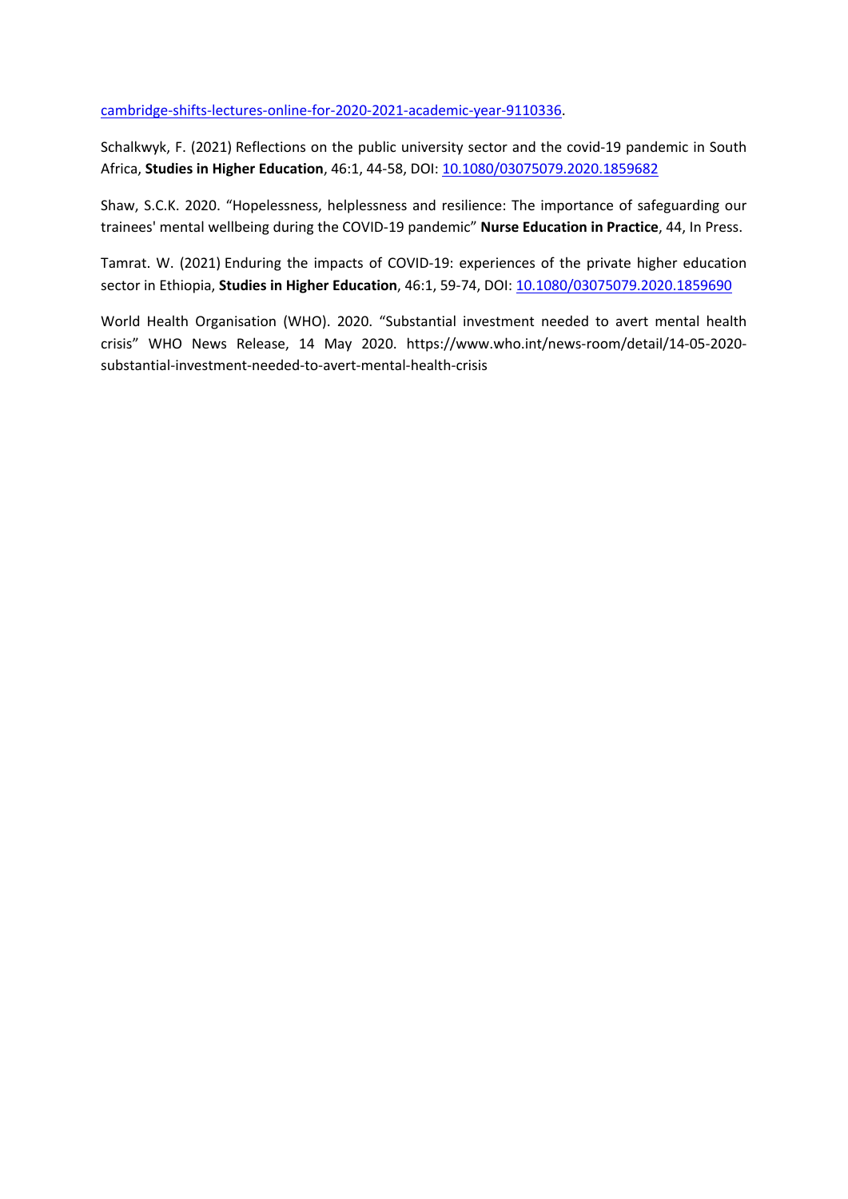cambridge-shifts-lectures-online-for-2020-2021-academic-year-9110336.

Schalkwyk, F. (2021) Reflections on the public university sector and the covid-19 pandemic in South Africa, **Studies in Higher Education**, 46:1, 44-58, DOI: 10.1080/03075079.2020.1859682

Shaw, S.C.K. 2020. "Hopelessness, helplessness and resilience: The importance of safeguarding our trainees' mental wellbeing during the COVID-19 pandemic" **Nurse Education in Practice**, 44, In Press.

Tamrat. W. (2021) Enduring the impacts of COVID-19: experiences of the private higher education sector in Ethiopia, **Studies in Higher Education**, 46:1, 59-74, DOI: 10.1080/03075079.2020.1859690

World Health Organisation (WHO). 2020. "Substantial investment needed to avert mental health crisis" WHO News Release, 14 May 2020. https://www.who.int/news-room/detail/14-05-2020-substantial-investment-needed-to-avert-mental-health-crisis